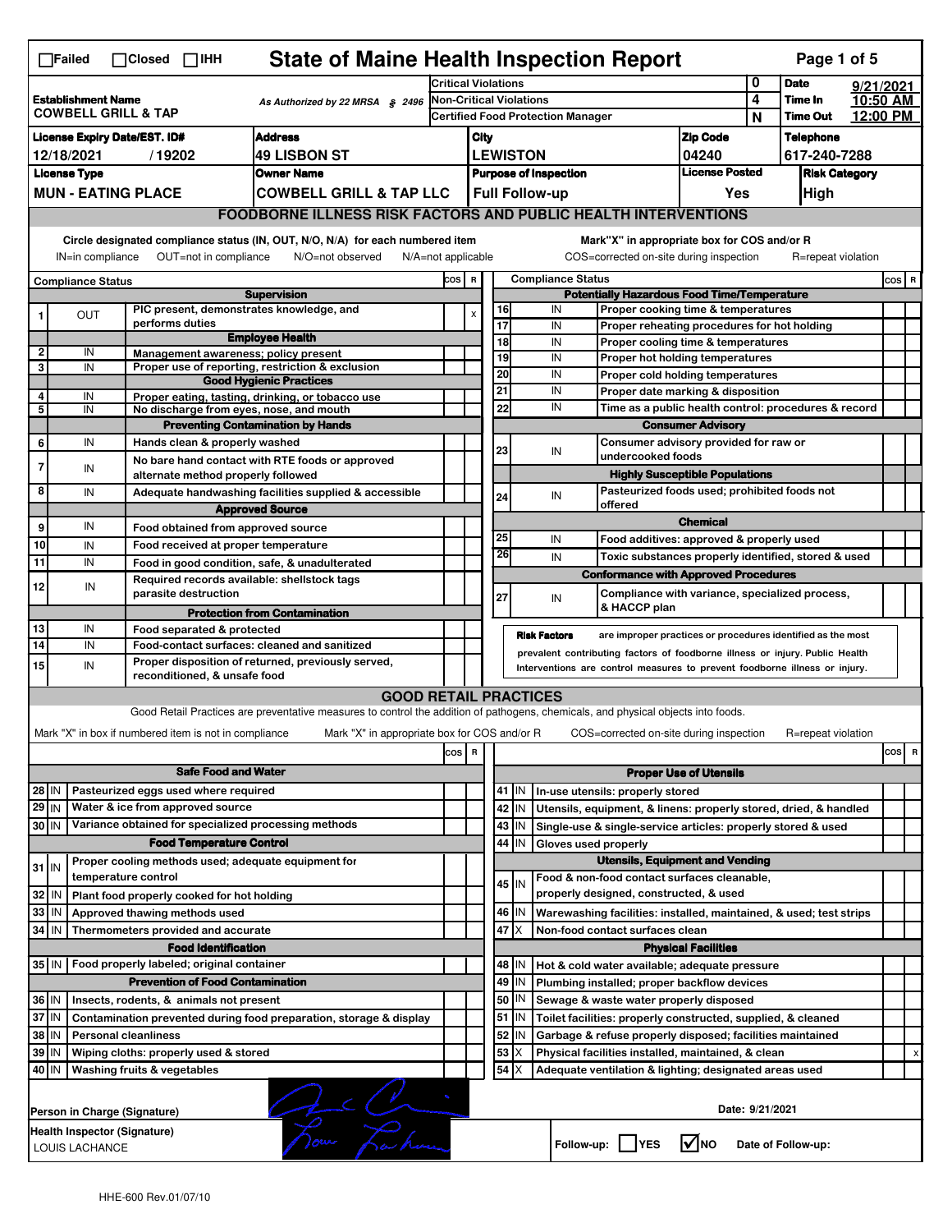☐Failed ☐Closed ☐IHH

# State of Maine Health Inspection Report

| Establishment Name | As Authorized by 22 MRSA § 2496 | Critical Violations | 0 | Date | 9/21/2021 |
|---|---|---|---|---|---|
| COWBELL GRILL & TAP | | Non-Critical Violations | 4 | Time In | 10:50 AM |
| | | Certified Food Protection Manager | N | Time Out | 12:00 PM |

| License Expiry Date/EST. ID# | Address | City | Zip Code | Telephone |
|---|---|---|---|---|
| 12/18/2021 / 19202 | 49 LISBON ST | LEWISTON | 04240 | 617-240-7288 |

| License Type | Owner Name | Purpose of Inspection | License Posted | Risk Category |
|---|---|---|---|---|
| MUN - EATING PLACE | COWBELL GRILL & TAP LLC | Full Follow-up | Yes | High |

## FOODBORNE ILLNESS RISK FACTORS AND PUBLIC HEALTH INTERVENTIONS

Circle designated compliance status (IN, OUT, N/O, N/A) for each numbered item — IN=in compliance OUT=not in compliance N/O=not observed N/A=not applicable

Mark "X" in appropriate box for COS and/or R — COS=corrected on-site during inspection R=repeat violation

| # | Compliance Status | Item | COS | R |
|---|---|---|---|---|
| | | **Supervision** | | |
| 1 | OUT | PIC present, demonstrates knowledge, and performs duties | | X |
| | | **Employee Health** | | |
| 2 | IN | Management awareness; policy present | | |
| 3 | IN | Proper use of reporting, restriction & exclusion | | |
| | | **Good Hygienic Practices** | | |
| 4 | IN | Proper eating, tasting, drinking, or tobacco use | | |
| 5 | IN | No discharge from eyes, nose, and mouth | | |
| | | **Preventing Contamination by Hands** | | |
| 6 | IN | Hands clean & properly washed | | |
| 7 | IN | No bare hand contact with RTE foods or approved alternate method properly followed | | |
| 8 | IN | Adequate handwashing facilities supplied & accessible | | |
| | | **Approved Source** | | |
| 9 | IN | Food obtained from approved source | | |
| 10 | IN | Food received at proper temperature | | |
| 11 | IN | Food in good condition, safe, & unadulterated | | |
| 12 | IN | Required records available: shellstock tags parasite destruction | | |
| | | **Protection from Contamination** | | |
| 13 | IN | Food separated & protected | | |
| 14 | IN | Food-contact surfaces: cleaned and sanitized | | |
| 15 | IN | Proper disposition of returned, previously served, reconditioned, & unsafe food | | |
| | | **Potentially Hazardous Food Time/Temperature** | | |
| 16 | IN | Proper cooking time & temperatures | | |
| 17 | IN | Proper reheating procedures for hot holding | | |
| 18 | IN | Proper cooling time & temperatures | | |
| 19 | IN | Proper hot holding temperatures | | |
| 20 | IN | Proper cold holding temperatures | | |
| 21 | IN | Proper date marking & disposition | | |
| 22 | IN | Time as a public health control: procedures & record | | |
| | | **Consumer Advisory** | | |
| 23 | IN | Consumer advisory provided for raw or undercooked foods | | |
| | | **Highly Susceptible Populations** | | |
| 24 | IN | Pasteurized foods used; prohibited foods not offered | | |
| | | **Chemical** | | |
| 25 | IN | Food additives: approved & properly used | | |
| 26 | IN | Toxic substances properly identified, stored & used | | |
| | | **Conformance with Approved Procedures** | | |
| 27 | IN | Compliance with variance, specialized process, & HACCP plan | | |

**Risk Factors** are improper practices or procedures identified as the most prevalent contributing factors of foodborne illness or injury. Public Health Interventions are control measures to prevent foodborne illness or injury.

## GOOD RETAIL PRACTICES

Good Retail Practices are preventative measures to control the addition of pathogens, chemicals, and physical objects into foods.

Mark "X" in box if numbered item is not in compliance — Mark "X" in appropriate box for COS and/or R — COS=corrected on-site during inspection R=repeat violation

| # | Status | Item | COS | R |
|---|---|---|---|---|
| | | **Safe Food and Water** | | |
| 28 | IN | Pasteurized eggs used where required | | |
| 29 | IN | Water & ice from approved source | | |
| 30 | IN | Variance obtained for specialized processing methods | | |
| | | **Food Temperature Control** | | |
| 31 | IN | Proper cooling methods used; adequate equipment for temperature control | | |
| 32 | IN | Plant food properly cooked for hot holding | | |
| 33 | IN | Approved thawing methods used | | |
| 34 | IN | Thermometers provided and accurate | | |
| | | **Food Identification** | | |
| 35 | IN | Food properly labeled; original container | | |
| | | **Prevention of Food Contamination** | | |
| 36 | IN | Insects, rodents, & animals not present | | |
| 37 | IN | Contamination prevented during food preparation, storage & display | | |
| 38 | IN | Personal cleanliness | | |
| 39 | IN | Wiping cloths: properly used & stored | | |
| 40 | IN | Washing fruits & vegetables | | |
| | | **Proper Use of Utensils** | | |
| 41 | IN | In-use utensils: properly stored | | |
| 42 | IN | Utensils, equipment, & linens: properly stored, dried, & handled | | |
| 43 | IN | Single-use & single-service articles: properly stored & used | | |
| 44 | IN | Gloves used properly | | |
| | | **Utensils, Equipment and Vending** | | |
| 45 | IN | Food & non-food contact surfaces cleanable, properly designed, constructed, & used | | |
| 46 | IN | Warewashing facilities: installed, maintained, & used; test strips | | |
| 47 | X | Non-food contact surfaces clean | | |
| | | **Physical Facilities** | | |
| 48 | IN | Hot & cold water available; adequate pressure | | |
| 49 | IN | Plumbing installed; proper backflow devices | | |
| 50 | IN | Sewage & waste water properly disposed | | |
| 51 | IN | Toilet facilities: properly constructed, supplied, & cleaned | | |
| 52 | IN | Garbage & refuse properly disposed; facilities maintained | | |
| 53 | X | Physical facilities installed, maintained, & clean | | X |
| 54 | X | Adequate ventilation & lighting; designated areas used | | |

Person in Charge (Signature) — Date: 9/21/2021

Health Inspector (Signature): LOUIS LACHANCE

Follow-up: ☐ YES ☑ NO Date of Follow-up:

HHE-600 Rev.01/07/10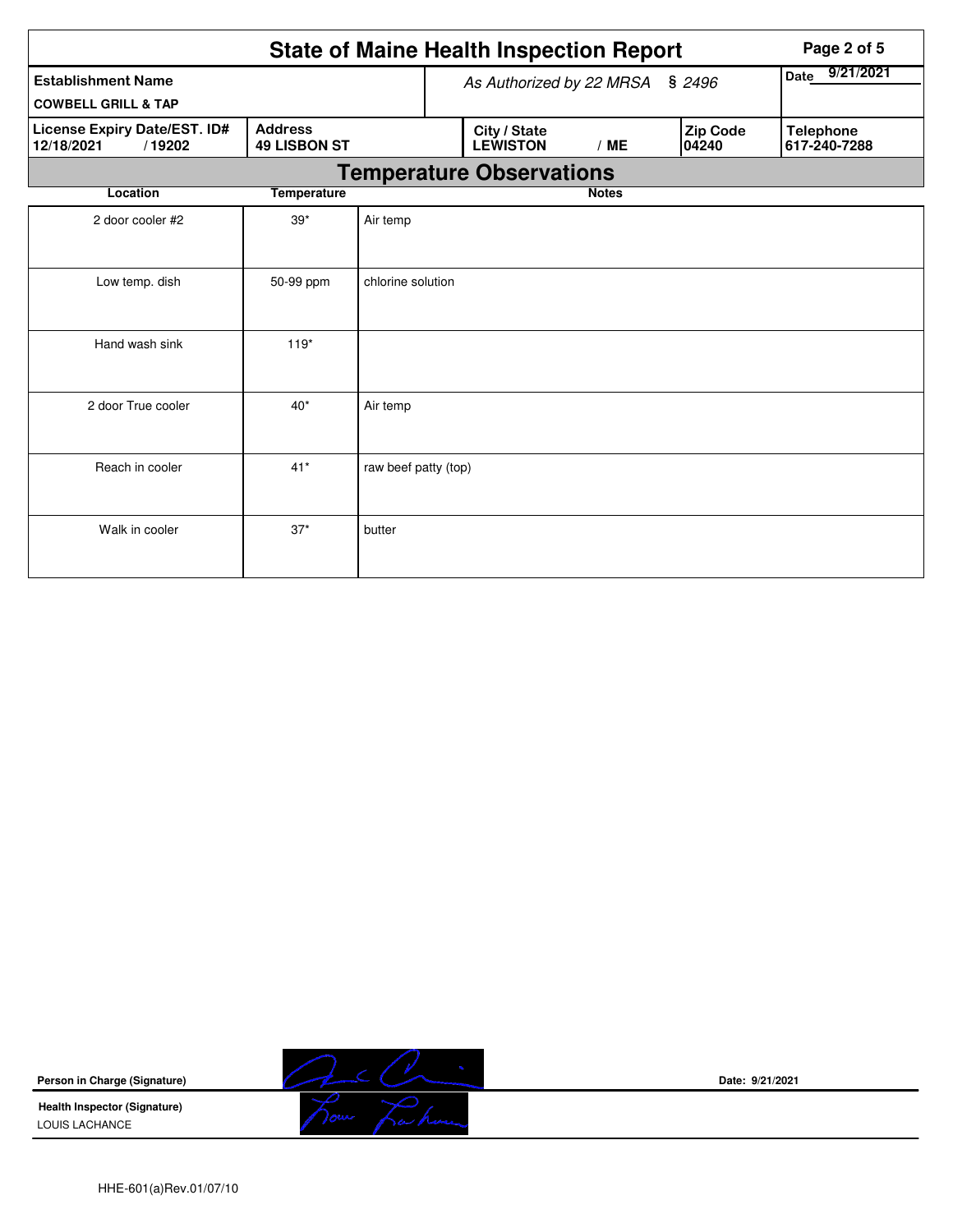# State of Maine Health Inspection Report

| Establishment Name | As Authorized by 22 MRSA § 2496 | | | Date 9/21/2021 |
|---|---|---|---|---|
| COWBELL GRILL & TAP | | | | |
| License Expiry Date/EST. ID# | Address | City / State | Zip Code | Telephone |
| 12/18/2021 / 19202 | 49 LISBON ST | LEWISTON / ME | 04240 | 617-240-7288 |

## Temperature Observations

| Location | Temperature | Notes |
|---|---|---|
| 2 door cooler #2 | 39* | Air temp |
| Low temp. dish | 50-99 ppm | chlorine solution |
| Hand wash sink | 119* | |
| 2 door True cooler | 40* | Air temp |
| Reach in cooler | 41* | raw beef patty (top) |
| Walk in cooler | 37* | butter |

**Person in Charge (Signature)**

Date: 9/21/2021

**Health Inspector (Signature)**

LOUIS LACHANCE

HHE-601(a)Rev.01/07/10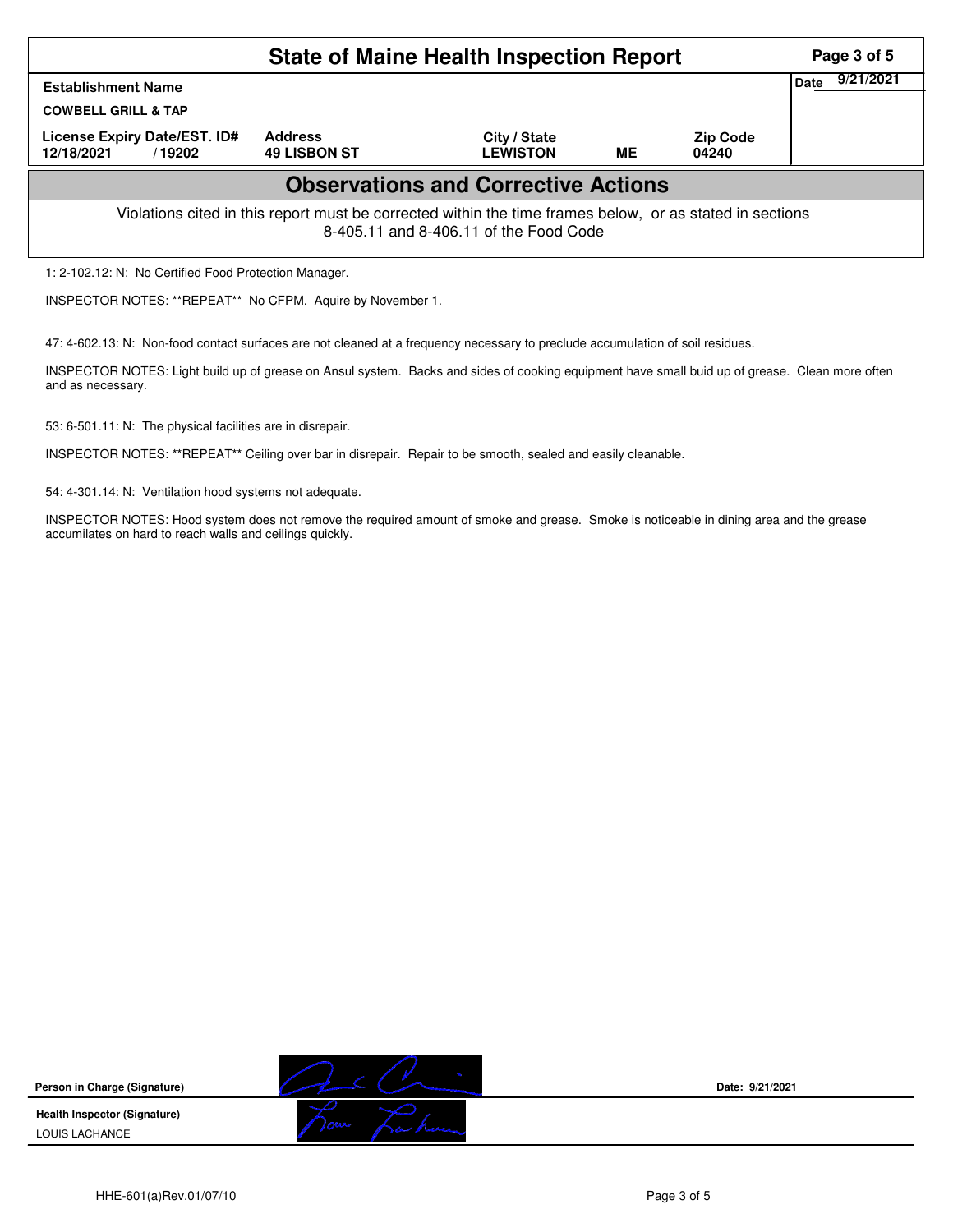# State of Maine Health Inspection Report

| Establishment Name | | | | | Date 9/21/2021 |
|---|---|---|---|---|---|
| COWBELL GRILL & TAP | | | | | |
| License Expiry Date/EST. ID# | Address | City / State | | Zip Code | |
| 12/18/2021 / 19202 | 49 LISBON ST | LEWISTON | ME | 04240 | |

## Observations and Corrective Actions

Violations cited in this report must be corrected within the time frames below, or as stated in sections 8-405.11 and 8-406.11 of the Food Code

1: 2-102.12: N: No Certified Food Protection Manager.

INSPECTOR NOTES: **REPEAT** No CFPM. Aquire by November 1.

47: 4-602.13: N: Non-food contact surfaces are not cleaned at a frequency necessary to preclude accumulation of soil residues.

INSPECTOR NOTES: Light build up of grease on Ansul system. Backs and sides of cooking equipment have small buid up of grease. Clean more often and as necessary.

53: 6-501.11: N: The physical facilities are in disrepair.

INSPECTOR NOTES: **REPEAT** Ceiling over bar in disrepair. Repair to be smooth, sealed and easily cleanable.

54: 4-301.14: N: Ventilation hood systems not adequate.

INSPECTOR NOTES: Hood system does not remove the required amount of smoke and grease. Smoke is noticeable in dining area and the grease accumilates on hard to reach walls and ceilings quickly.

**Person in Charge (Signature)** Date: 9/21/2021

**Health Inspector (Signature)**
LOUIS LACHANCE

HHE-601(a)Rev.01/07/10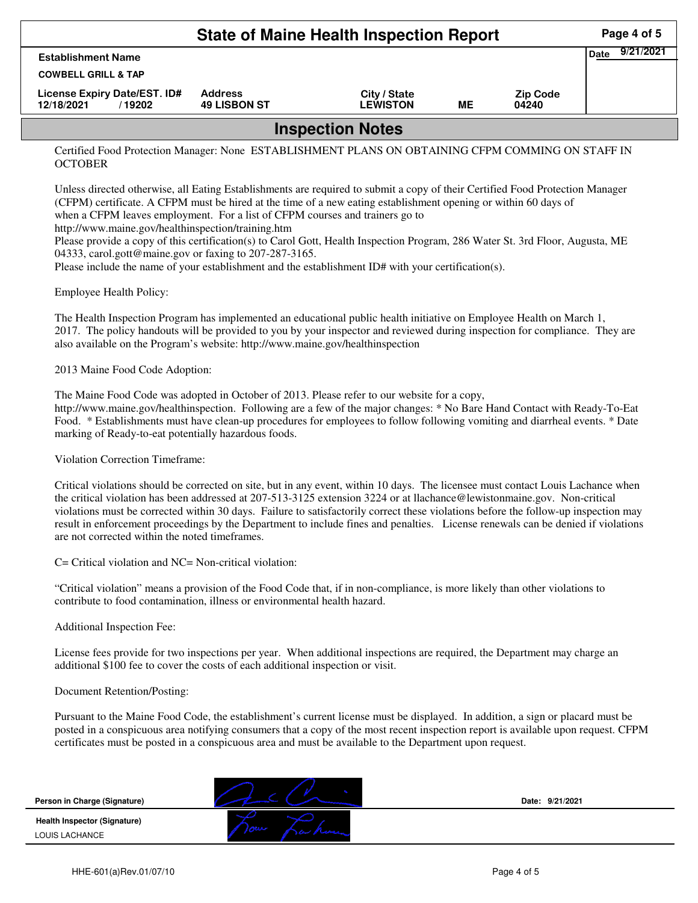# State of Maine Health Inspection Report

| Establishment Name | | | | | Date 9/21/2021 |
|---|---|---|---|---|---|
| COWBELL GRILL & TAP | | | | | |
| License Expiry Date/EST. ID# | Address | City / State | | Zip Code | |
| 12/18/2021 / 19202 | 49 LISBON ST | LEWISTON | ME | 04240 | |

## Inspection Notes

Certified Food Protection Manager: None ESTABLISHMENT PLANS ON OBTAINING CFPM COMMING ON STAFF IN OCTOBER

Unless directed otherwise, all Eating Establishments are required to submit a copy of their Certified Food Protection Manager (CFPM) certificate. A CFPM must be hired at the time of a new eating establishment opening or within 60 days of when a CFPM leaves employment. For a list of CFPM courses and trainers go to http://www.maine.gov/healthinspection/training.htm
Please provide a copy of this certification(s) to Carol Gott, Health Inspection Program, 286 Water St. 3rd Floor, Augusta, ME 04333, carol.gott@maine.gov or faxing to 207-287-3165.
Please include the name of your establishment and the establishment ID# with your certification(s).

Employee Health Policy:

The Health Inspection Program has implemented an educational public health initiative on Employee Health on March 1, 2017. The policy handouts will be provided to you by your inspector and reviewed during inspection for compliance. They are also available on the Program's website: http://www.maine.gov/healthinspection

2013 Maine Food Code Adoption:

The Maine Food Code was adopted in October of 2013. Please refer to our website for a copy, http://www.maine.gov/healthinspection. Following are a few of the major changes: * No Bare Hand Contact with Ready-To-Eat Food. * Establishments must have clean-up procedures for employees to follow following vomiting and diarrheal events. * Date marking of Ready-to-eat potentially hazardous foods.

Violation Correction Timeframe:

Critical violations should be corrected on site, but in any event, within 10 days. The licensee must contact Louis Lachance when the critical violation has been addressed at 207-513-3125 extension 3224 or at llachance@lewistonmaine.gov. Non-critical violations must be corrected within 30 days. Failure to satisfactorily correct these violations before the follow-up inspection may result in enforcement proceedings by the Department to include fines and penalties. License renewals can be denied if violations are not corrected within the noted timeframes.

C= Critical violation and NC= Non-critical violation:

"Critical violation" means a provision of the Food Code that, if in non-compliance, is more likely than other violations to contribute to food contamination, illness or environmental health hazard.

Additional Inspection Fee:

License fees provide for two inspections per year. When additional inspections are required, the Department may charge an additional $100 fee to cover the costs of each additional inspection or visit.

Document Retention/Posting:

Pursuant to the Maine Food Code, the establishment's current license must be displayed. In addition, a sign or placard must be posted in a conspicuous area notifying consumers that a copy of the most recent inspection report is available upon request. CFPM certificates must be posted in a conspicuous area and must be available to the Department upon request.

**Person in Charge (Signature)** [signature] **Date:** 9/21/2021

**Health Inspector (Signature)** [signature]
LOUIS LACHANCE

HHE-601(a)Rev.01/07/10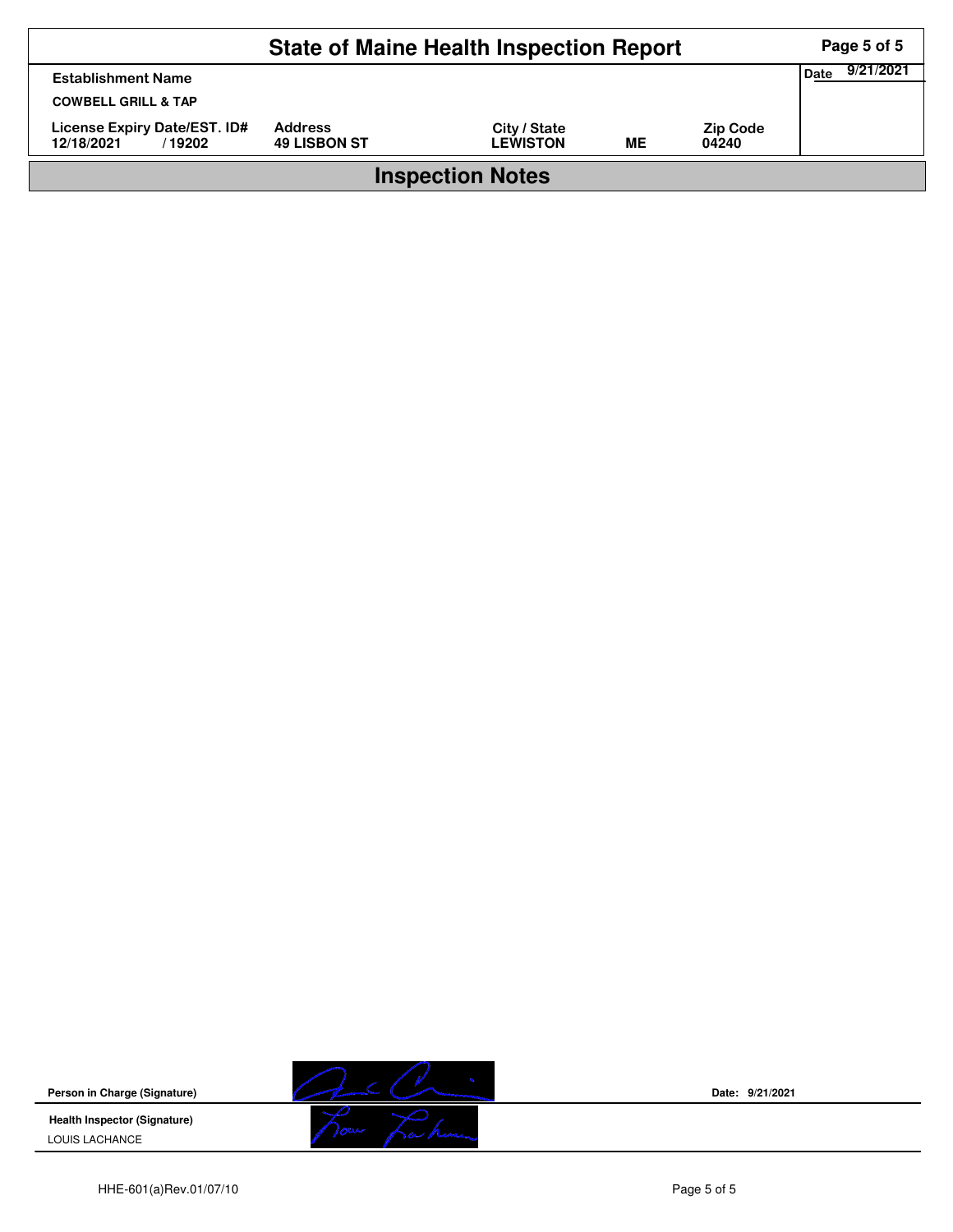# State of Maine Health Inspection Report

| | | | | | |
|---|---|---|---|---|---|
| **Establishment Name** | | | | | **Date** 9/21/2021 |
| **COWBELL GRILL & TAP** | | | | | |
| **License Expiry Date/EST. ID#** 12/18/2021 / 19202 | **Address** 49 LISBON ST | **City / State** LEWISTON | ME | **Zip Code** 04240 | |

## Inspection Notes

**Person in Charge (Signature)**

Date: 9/21/2021

**Health Inspector (Signature)**

LOUIS LACHANCE

HHE-601(a)Rev.01/07/10